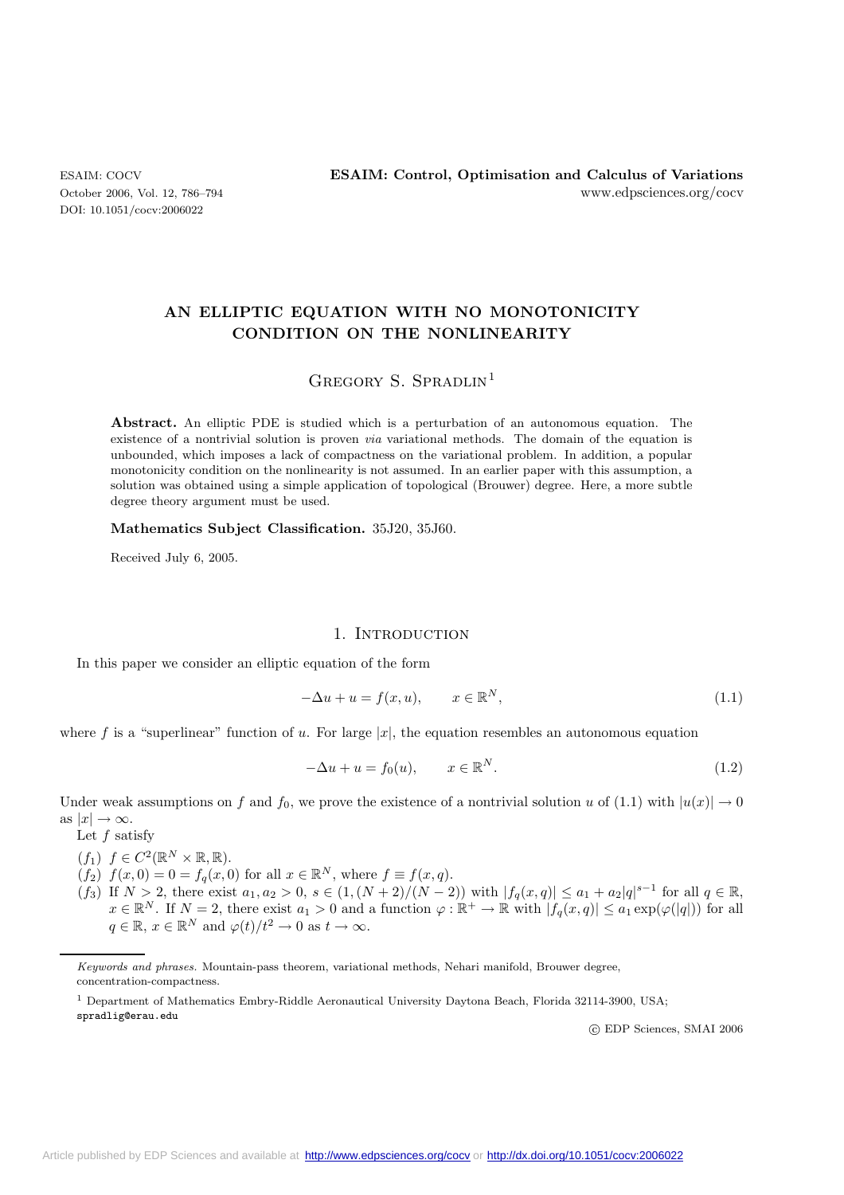# AN ELLIPTIC EQUATION WITH NO MONOTONICITY CONDITION ON THE NONLINEARITY

Gregory S. Spradlin[1]

**Abstract.** An elliptic PDE is studied which is a perturbation of an autonomous equation. The existence of a nontrivial solution is proven *via* variational methods. The domain of the equation is unbounded, which imposes a lack of compactness on the variational problem. In addition, a popular monotonicity condition on the nonlinearity is not assumed. In an earlier paper with this assumption, a solution was obtained using a simple application of topological (Brouwer) degree. Here, a more subtle degree theory argument must be used.

**Mathematics Subject Classification.** 35J20, 35J60.

Received July 6, 2005.

## 1. Introduction

In this paper we consider an elliptic equation of the form

$$-\Delta u + u = f(x, u), \qquad x \in \mathbb{R}^N, \tag{1.1}$$

where $f$ is a "superlinear" function of $u$. For large $|x|$, the equation resembles an autonomous equation

$$-\Delta u + u = f_0(u), \qquad x \in \mathbb{R}^N. \tag{1.2}$$

Under weak assumptions on $f$ and $f_0$, we prove the existence of a nontrivial solution $u$ of (1.1) with $|u(x)| \to 0$ as $|x| \to \infty$.

Let $f$ satisfy

- $(f_1)$ $f \in C^2(\mathbb{R}^N \times \mathbb{R}, \mathbb{R})$.
- $(f_2)$ $f(x, 0) = 0 = f_q(x, 0)$ for all $x \in \mathbb{R}^N$, where $f \equiv f(x, q)$.
- $(f_3)$ If $N > 2$, there exist $a_1, a_2 > 0$, $s \in (1, (N + 2)/(N - 2))$ with $|f_q(x, q)| \leq a_1 + a_2|q|^{s-1}$ for all $q \in \mathbb{R}$, $x \in \mathbb{R}^N$. If $N = 2$, there exist $a_1 > 0$ and a function $\varphi : \mathbb{R}^+ \to \mathbb{R}$ with $|f_q(x, q)| \leq a_1 \exp(\varphi(|q|))$ for all $q \in \mathbb{R}$, $x \in \mathbb{R}^N$ and $\varphi(t)/t^2 \to 0$ as $t \to \infty$.

---

*Keywords and phrases.* Mountain-pass theorem, variational methods, Nehari manifold, Brouwer degree, concentration-compactness.

[1] Department of Mathematics Embry-Riddle Aeronautical University Daytona Beach, Florida 32114-3900, USA; spradlig@erau.edu

© EDP Sciences, SMAI 2006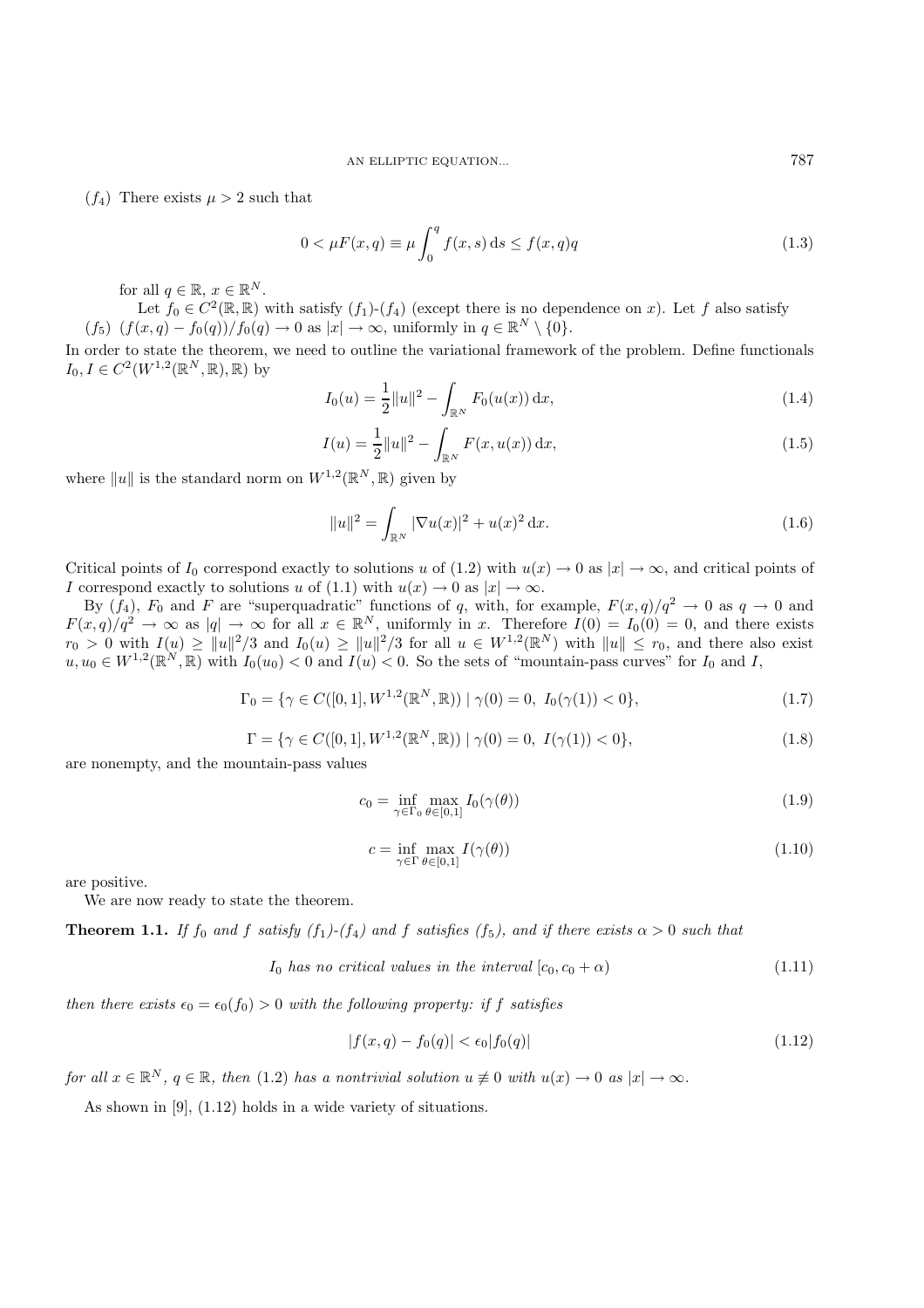($f_4$) There exists $\mu > 2$ such that

$$0 < \mu F(x,q) \equiv \mu \int_0^q f(x,s)\,\mathrm{d}s \le f(x,q)q \tag{1.3}$$

for all $q \in \mathbb{R}$, $x \in \mathbb{R}^N$.

Let $f_0 \in C^2(\mathbb{R},\mathbb{R})$ with satisfy ($f_1$)-($f_4$) (except there is no dependence on $x$). Let $f$ also satisfy

($f_5$) $(f(x,q) - f_0(q))/f_0(q) \to 0$ as $|x| \to \infty$, uniformly in $q \in \mathbb{R}^N \setminus \{0\}$.

In order to state the theorem, we need to outline the variational framework of the problem. Define functionals $I_0, I \in C^2(W^{1,2}(\mathbb{R}^N,\mathbb{R}),\mathbb{R})$ by

$$I_0(u) = \frac{1}{2}\|u\|^2 - \int_{\mathbb{R}^N} F_0(u(x))\,\mathrm{d}x, \tag{1.4}$$

$$I(u) = \frac{1}{2}\|u\|^2 - \int_{\mathbb{R}^N} F(x,u(x))\,\mathrm{d}x, \tag{1.5}$$

where $\|u\|$ is the standard norm on $W^{1,2}(\mathbb{R}^N,\mathbb{R})$ given by

$$\|u\|^2 = \int_{\mathbb{R}^N} |\nabla u(x)|^2 + u(x)^2\,\mathrm{d}x. \tag{1.6}$$

Critical points of $I_0$ correspond exactly to solutions $u$ of (1.2) with $u(x) \to 0$ as $|x| \to \infty$, and critical points of $I$ correspond exactly to solutions $u$ of (1.1) with $u(x) \to 0$ as $|x| \to \infty$.

By ($f_4$), $F_0$ and $F$ are "superquadratic" functions of $q$, with, for example, $F(x,q)/q^2 \to 0$ as $q \to 0$ and $F(x,q)/q^2 \to \infty$ as $|q| \to \infty$ for all $x \in \mathbb{R}^N$, uniformly in $x$. Therefore $I(0) = I_0(0) = 0$, and there exists $r_0 > 0$ with $I(u) \ge \|u\|^2/3$ and $I_0(u) \ge \|u\|^2/3$ for all $u \in W^{1,2}(\mathbb{R}^N)$ with $\|u\| \le r_0$, and there also exist $u, u_0 \in W^{1,2}(\mathbb{R}^N,\mathbb{R})$ with $I_0(u_0) < 0$ and $I(u) < 0$. So the sets of "mountain-pass curves" for $I_0$ and $I$,

$$\Gamma_0 = \{\gamma \in C([0,1], W^{1,2}(\mathbb{R}^N,\mathbb{R})) \mid \gamma(0) = 0,\ I_0(\gamma(1)) < 0\}, \tag{1.7}$$

$$\Gamma = \{\gamma \in C([0,1], W^{1,2}(\mathbb{R}^N,\mathbb{R})) \mid \gamma(0) = 0,\ I(\gamma(1)) < 0\}, \tag{1.8}$$

are nonempty, and the mountain-pass values

$$c_0 = \inf_{\gamma \in \Gamma_0} \max_{\theta \in [0,1]} I_0(\gamma(\theta)) \tag{1.9}$$

$$c = \inf_{\gamma \in \Gamma} \max_{\theta \in [0,1]} I(\gamma(\theta)) \tag{1.10}$$

are positive.

We are now ready to state the theorem.

**Theorem 1.1.** *If $f_0$ and $f$ satisfy ($f_1$)-($f_4$) and $f$ satisfies ($f_5$), and if there exists $\alpha > 0$ such that*

$$I_0 \text{ has no critical values in the interval } [c_0, c_0 + \alpha) \tag{1.11}$$

*then there exists $\epsilon_0 = \epsilon_0(f_0) > 0$ with the following property: if $f$ satisfies*

$$|f(x,q) - f_0(q)| < \epsilon_0 |f_0(q)| \tag{1.12}$$

*for all $x \in \mathbb{R}^N$, $q \in \mathbb{R}$, then* (1.2) *has a nontrivial solution $u \not\equiv 0$ with $u(x) \to 0$ as $|x| \to \infty$.*

As shown in [9], (1.12) holds in a wide variety of situations.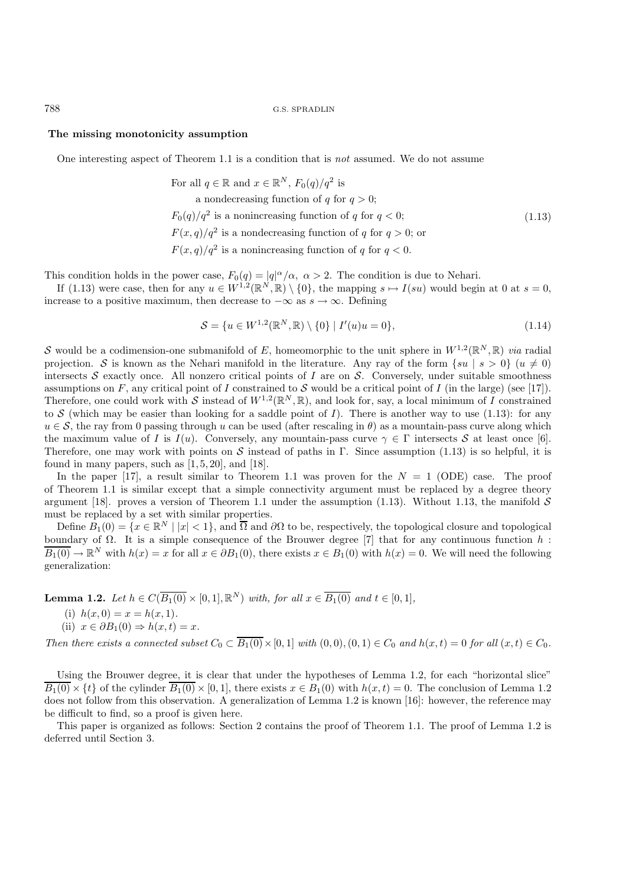**The missing monotonicity assumption**

One interesting aspect of Theorem 1.1 is a condition that is *not* assumed. We do not assume

$$
\begin{aligned}
&\text{For all } q \in \mathbb{R} \text{ and } x \in \mathbb{R}^N,\ F_0(q)/q^2 \text{ is} \\
&\qquad \text{a nondecreasing function of } q \text{ for } q > 0; \\
&F_0(q)/q^2 \text{ is a nonincreasing function of } q \text{ for } q < 0; \\
&F(x,q)/q^2 \text{ is a nondecreasing function of } q \text{ for } q > 0; \text{ or} \\
&F(x,q)/q^2 \text{ is a nonincreasing function of } q \text{ for } q < 0.
\end{aligned}
\tag{1.13}
$$

This condition holds in the power case, $F_0(q) = |q|^\alpha/\alpha,\ \alpha > 2$. The condition is due to Nehari.

If (1.13) were case, then for any $u \in W^{1,2}(\mathbb{R}^N, \mathbb{R}) \setminus \{0\}$, the mapping $s \mapsto I(su)$ would begin at 0 at $s = 0$, increase to a positive maximum, then decrease to $-\infty$ as $s \to \infty$. Defining

$$
\mathcal{S} = \{u \in W^{1,2}(\mathbb{R}^N, \mathbb{R}) \setminus \{0\} \mid I'(u)u = 0\}, \tag{1.14}
$$

$\mathcal{S}$ would be a codimension-one submanifold of $E$, homeomorphic to the unit sphere in $W^{1,2}(\mathbb{R}^N, \mathbb{R})$ *via* radial projection. $\mathcal{S}$ is known as the Nehari manifold in the literature. Any ray of the form $\{su \mid s > 0\}$ ($u \neq 0$) intersects $\mathcal{S}$ exactly once. All nonzero critical points of $I$ are on $\mathcal{S}$. Conversely, under suitable smoothness assumptions on $F$, any critical point of $I$ constrained to $\mathcal{S}$ would be a critical point of $I$ (in the large) (see [17]). Therefore, one could work with $\mathcal{S}$ instead of $W^{1,2}(\mathbb{R}^N, \mathbb{R})$, and look for, say, a local minimum of $I$ constrained to $\mathcal{S}$ (which may be easier than looking for a saddle point of $I$). There is another way to use (1.13): for any $u \in \mathcal{S}$, the ray from 0 passing through $u$ can be used (after rescaling in $\theta$) as a mountain-pass curve along which the maximum value of $I$ is $I(u)$. Conversely, any mountain-pass curve $\gamma \in \Gamma$ intersects $\mathcal{S}$ at least once [6]. Therefore, one may work with points on $\mathcal{S}$ instead of paths in $\Gamma$. Since assumption (1.13) is so helpful, it is found in many papers, such as [1, 5, 20], and [18].

In the paper [17], a result similar to Theorem 1.1 was proven for the $N = 1$ (ODE) case. The proof of Theorem 1.1 is similar except that a simple connectivity argument must be replaced by a degree theory argument [18]. proves a version of Theorem 1.1 under the assumption (1.13). Without 1.13, the manifold $\mathcal{S}$ must be replaced by a set with similar properties.

Define $B_1(0) = \{x \in \mathbb{R}^N \mid |x| < 1\}$, and $\overline{\Omega}$ and $\partial\Omega$ to be, respectively, the topological closure and topological boundary of $\Omega$. It is a simple consequence of the Brouwer degree [7] that for any continuous function $h : \overline{B_1(0)} \to \mathbb{R}^N$ with $h(x) = x$ for all $x \in \partial B_1(0)$, there exists $x \in B_1(0)$ with $h(x) = 0$. We will need the following generalization:

**Lemma 1.2.** *Let $h \in C(\overline{B_1(0)} \times [0,1], \mathbb{R}^N)$ with, for all $x \in \overline{B_1(0)}$ and $t \in [0,1]$,*

(i) $h(x, 0) = x = h(x, 1)$.

(ii) $x \in \partial B_1(0) \Rightarrow h(x, t) = x$.

*Then there exists a connected subset $C_0 \subset \overline{B_1(0)} \times [0,1]$ with $(0,0), (0,1) \in C_0$ and $h(x,t) = 0$ for all $(x,t) \in C_0$.*

Using the Brouwer degree, it is clear that under the hypotheses of Lemma 1.2, for each "horizontal slice" $\overline{B_1(0)} \times \{t\}$ of the cylinder $\overline{B_1(0)} \times [0,1]$, there exists $x \in B_1(0)$ with $h(x,t) = 0$. The conclusion of Lemma 1.2 does not follow from this observation. A generalization of Lemma 1.2 is known [16]: however, the reference may be difficult to find, so a proof is given here.

This paper is organized as follows: Section 2 contains the proof of Theorem 1.1. The proof of Lemma 1.2 is deferred until Section 3.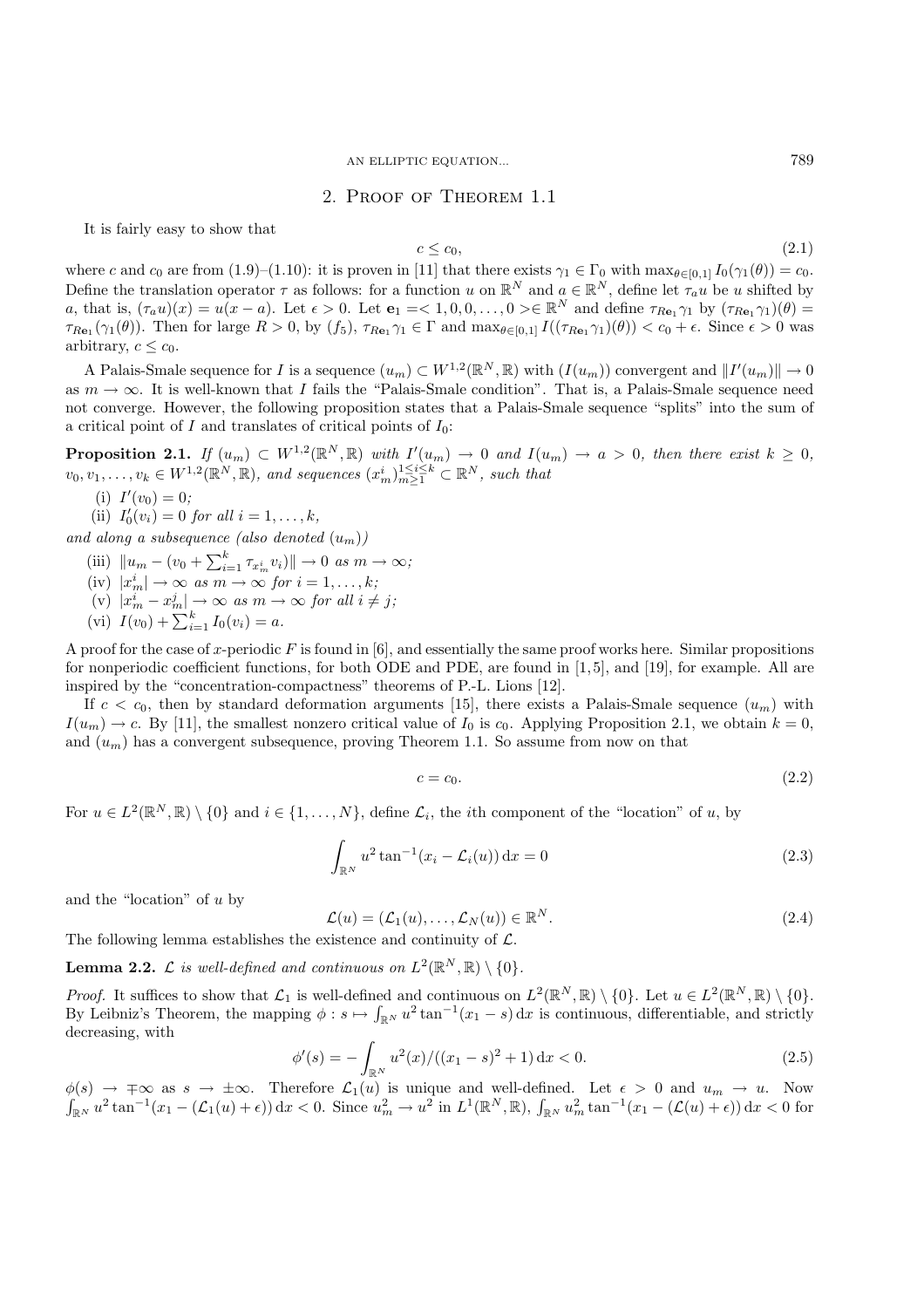## 2. Proof of Theorem 1.1

It is fairly easy to show that

$$c \leq c_0, \tag{2.1}$$

where $c$ and $c_0$ are from (1.9)–(1.10): it is proven in [11] that there exists $\gamma_1 \in \Gamma_0$ with $\max_{\theta\in[0,1]} I_0(\gamma_1(\theta)) = c_0$. Define the translation operator $\tau$ as follows: for a function $u$ on $\mathbb{R}^N$ and $a \in \mathbb{R}^N$, define let $\tau_a u$ be $u$ shifted by $a$, that is, $(\tau_a u)(x) = u(x-a)$. Let $\epsilon > 0$. Let $\mathbf{e}_1 = <1, 0, 0, \ldots, 0> \in \mathbb{R}^N$ and define $\tau_{R\mathbf{e}_1}\gamma_1$ by $(\tau_{R\mathbf{e}_1}\gamma_1)(\theta) = \tau_{R\mathbf{e}_1}(\gamma_1(\theta))$. Then for large $R > 0$, by $(f_5)$, $\tau_{R\mathbf{e}_1}\gamma_1 \in \Gamma$ and $\max_{\theta\in[0,1]} I((\tau_{R\mathbf{e}_1}\gamma_1)(\theta)) < c_0 + \epsilon$. Since $\epsilon > 0$ was arbitrary, $c \leq c_0$.

A Palais-Smale sequence for $I$ is a sequence $(u_m) \subset W^{1,2}(\mathbb{R}^N, \mathbb{R})$ with $(I(u_m))$ convergent and $\|I'(u_m)\| \to 0$ as $m \to \infty$. It is well-known that $I$ fails the "Palais-Smale condition". That is, a Palais-Smale sequence need not converge. However, the following proposition states that a Palais-Smale sequence "splits" into the sum of a critical point of $I$ and translates of critical points of $I_0$:

**Proposition 2.1.** *If $(u_m) \subset W^{1,2}(\mathbb{R}^N, \mathbb{R})$ with $I'(u_m) \to 0$ and $I(u_m) \to a > 0$, then there exist $k \geq 0$, $v_0, v_1, \ldots, v_k \in W^{1,2}(\mathbb{R}^N, \mathbb{R})$, and sequences $(x_m^i)_{m\geq 1}^{1\leq i\leq k} \subset \mathbb{R}^N$, such that*

(i) *$I'(v_0) = 0$;*

(ii) *$I_0'(v_i) = 0$ for all $i = 1, \ldots, k$,*

*and along a subsequence (also denoted $(u_m)$)*

(iii) *$\|u_m - (v_0 + \sum_{i=1}^k \tau_{x_m^i} v_i)\| \to 0$ as $m \to \infty$;*

(iv) *$|x_m^i| \to \infty$ as $m \to \infty$ for $i = 1, \ldots, k$;*

(v) *$|x_m^i - x_m^j| \to \infty$ as $m \to \infty$ for all $i \neq j$;*

(vi) *$I(v_0) + \sum_{i=1}^k I_0(v_i) = a$.*

A proof for the case of $x$-periodic $F$ is found in [6], and essentially the same proof works here. Similar propositions for nonperiodic coefficient functions, for both ODE and PDE, are found in [1,5], and [19], for example. All are inspired by the "concentration-compactness" theorems of P.-L. Lions [12].

If $c < c_0$, then by standard deformation arguments [15], there exists a Palais-Smale sequence $(u_m)$ with $I(u_m) \to c$. By [11], the smallest nonzero critical value of $I_0$ is $c_0$. Applying Proposition 2.1, we obtain $k = 0$, and $(u_m)$ has a convergent subsequence, proving Theorem 1.1. So assume from now on that

$$c = c_0. \tag{2.2}$$

For $u \in L^2(\mathbb{R}^N, \mathbb{R}) \setminus \{0\}$ and $i \in \{1, \ldots, N\}$, define $\mathcal{L}_i$, the $i$th component of the "location" of $u$, by

$$\int_{\mathbb{R}^N} u^2 \tan^{-1}(x_i - \mathcal{L}_i(u))\,\mathrm{d}x = 0 \tag{2.3}$$

and the "location" of $u$ by

$$\mathcal{L}(u) = (\mathcal{L}_1(u), \ldots, \mathcal{L}_N(u)) \in \mathbb{R}^N. \tag{2.4}$$

The following lemma establishes the existence and continuity of $\mathcal{L}$.

**Lemma 2.2.** *$\mathcal{L}$ is well-defined and continuous on $L^2(\mathbb{R}^N, \mathbb{R}) \setminus \{0\}$.*

*Proof.* It suffices to show that $\mathcal{L}_1$ is well-defined and continuous on $L^2(\mathbb{R}^N, \mathbb{R}) \setminus \{0\}$. Let $u \in L^2(\mathbb{R}^N, \mathbb{R}) \setminus \{0\}$. By Leibniz's Theorem, the mapping $\phi : s \mapsto \int_{\mathbb{R}^N} u^2 \tan^{-1}(x_1 - s)\,\mathrm{d}x$ is continuous, differentiable, and strictly decreasing, with

$$\phi'(s) = -\int_{\mathbb{R}^N} u^2(x)/((x_1 - s)^2 + 1)\,\mathrm{d}x < 0. \tag{2.5}$$

$\phi(s) \to \mp\infty$ as $s \to \pm\infty$. Therefore $\mathcal{L}_1(u)$ is unique and well-defined. Let $\epsilon > 0$ and $u_m \to u$. Now $\int_{\mathbb{R}^N} u^2 \tan^{-1}(x_1 - (\mathcal{L}_1(u) + \epsilon))\,\mathrm{d}x < 0$. Since $u_m^2 \to u^2$ in $L^1(\mathbb{R}^N, \mathbb{R})$, $\int_{\mathbb{R}^N} u_m^2 \tan^{-1}(x_1 - (\mathcal{L}(u) + \epsilon))\,\mathrm{d}x < 0$ for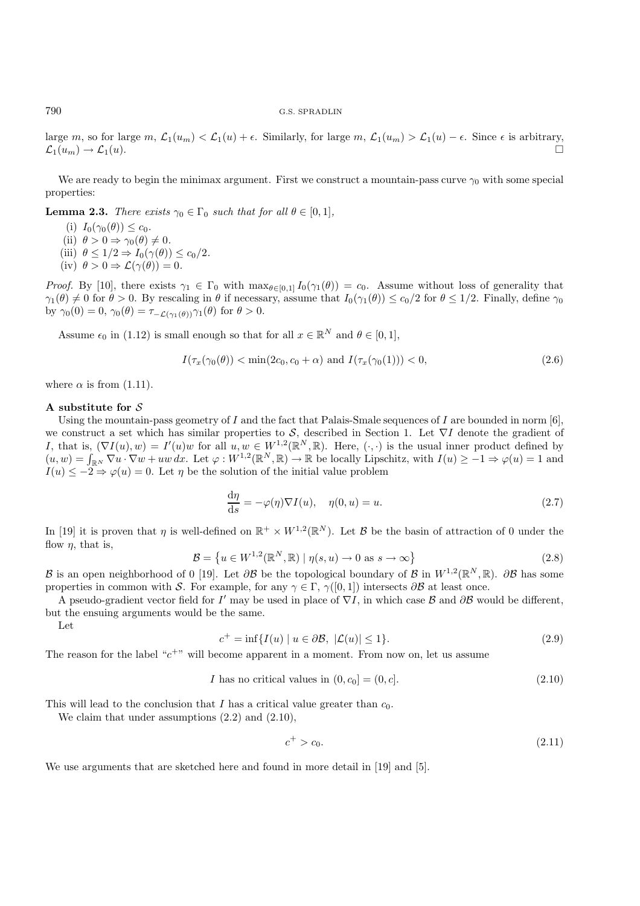large $m$, so for large $m$, $\mathcal{L}_1(u_m) < \mathcal{L}_1(u) + \epsilon$. Similarly, for large $m$, $\mathcal{L}_1(u_m) > \mathcal{L}_1(u) - \epsilon$. Since $\epsilon$ is arbitrary, $\mathcal{L}_1(u_m) \to \mathcal{L}_1(u)$. $\square$

We are ready to begin the minimax argument. First we construct a mountain-pass curve $\gamma_0$ with some special properties:

**Lemma 2.3.** *There exists $\gamma_0 \in \Gamma_0$ such that for all $\theta \in [0, 1]$,*

(i) $I_0(\gamma_0(\theta)) \leq c_0$.
(ii) $\theta > 0 \Rightarrow \gamma_0(\theta) \neq 0$.
(iii) $\theta \leq 1/2 \Rightarrow I_0(\gamma(\theta)) \leq c_0/2$.
(iv) $\theta > 0 \Rightarrow \mathcal{L}(\gamma(\theta)) = 0$.

*Proof.* By [10], there exists $\gamma_1 \in \Gamma_0$ with $\max_{\theta\in[0,1]} I_0(\gamma_1(\theta)) = c_0$. Assume without loss of generality that $\gamma_1(\theta) \neq 0$ for $\theta > 0$. By rescaling in $\theta$ if necessary, assume that $I_0(\gamma_1(\theta)) \leq c_0/2$ for $\theta \leq 1/2$. Finally, define $\gamma_0$ by $\gamma_0(0) = 0$, $\gamma_0(\theta) = \tau_{-\mathcal{L}(\gamma_1(\theta))}\gamma_1(\theta)$ for $\theta > 0$.

Assume $\epsilon_0$ in (1.12) is small enough so that for all $x \in \mathbb{R}^N$ and $\theta \in [0, 1]$,

$$I(\tau_x(\gamma_0(\theta)) < \min(2c_0, c_0 + \alpha) \text{ and } I(\tau_x(\gamma_0(1))) < 0, \tag{2.6}$$

where $\alpha$ is from (1.11).

**A substitute for $\mathcal{S}$**

Using the mountain-pass geometry of $I$ and the fact that Palais-Smale sequences of $I$ are bounded in norm [6], we construct a set which has similar properties to $\mathcal{S}$, described in Section 1. Let $\nabla I$ denote the gradient of $I$, that is, $(\nabla I(u), w) = I'(u)w$ for all $u, w \in W^{1,2}(\mathbb{R}^N, \mathbb{R})$. Here, $(\cdot, \cdot)$ is the usual inner product defined by $(u, w) = \int_{\mathbb{R}^N} \nabla u \cdot \nabla w + uw\, dx$. Let $\varphi : W^{1,2}(\mathbb{R}^N, \mathbb{R}) \to \mathbb{R}$ be locally Lipschitz, with $I(u) \geq -1 \Rightarrow \varphi(u) = 1$ and $I(u) \leq -2 \Rightarrow \varphi(u) = 0$. Let $\eta$ be the solution of the initial value problem

$$\frac{\mathrm{d}\eta}{\mathrm{d}s} = -\varphi(\eta)\nabla I(u), \quad \eta(0, u) = u. \tag{2.7}$$

In [19] it is proven that $\eta$ is well-defined on $\mathbb{R}^+ \times W^{1,2}(\mathbb{R}^N)$. Let $\mathcal{B}$ be the basin of attraction of 0 under the flow $\eta$, that is,

$$\mathcal{B} = \left\{u \in W^{1,2}(\mathbb{R}^N, \mathbb{R}) \mid \eta(s, u) \to 0 \text{ as } s \to \infty\right\} \tag{2.8}$$

$\mathcal{B}$ is an open neighborhood of 0 [19]. Let $\partial\mathcal{B}$ be the topological boundary of $\mathcal{B}$ in $W^{1,2}(\mathbb{R}^N, \mathbb{R})$. $\partial\mathcal{B}$ has some properties in common with $\mathcal{S}$. For example, for any $\gamma \in \Gamma$, $\gamma([0, 1])$ intersects $\partial\mathcal{B}$ at least once.

A pseudo-gradient vector field for $I'$ may be used in place of $\nabla I$, in which case $\mathcal{B}$ and $\partial\mathcal{B}$ would be different, but the ensuing arguments would be the same.

Let

$$c^+ = \inf\{I(u) \mid u \in \partial\mathcal{B},\ |\mathcal{L}(u)| \leq 1\}. \tag{2.9}$$

The reason for the label "$c^+$" will become apparent in a moment. From now on, let us assume

$$I \text{ has no critical values in } (0, c_0] = (0, c]. \tag{2.10}$$

This will lead to the conclusion that $I$ has a critical value greater than $c_0$.

We claim that under assumptions (2.2) and (2.10),

$$c^+ > c_0. \tag{2.11}$$

We use arguments that are sketched here and found in more detail in [19] and [5].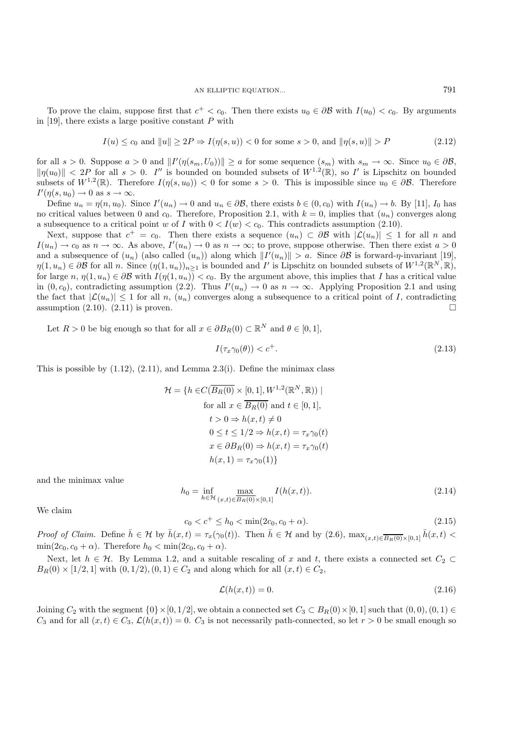To prove the claim, suppose first that $c^+ < c_0$. Then there exists $u_0 \in \partial\mathcal{B}$ with $I(u_0) < c_0$. By arguments in [19], there exists a large positive constant $P$ with

$$I(u) \leq c_0 \text{ and } \|u\| \geq 2P \Rightarrow I(\eta(s,u)) < 0 \text{ for some } s > 0, \text{ and } \|\eta(s,u)\| > P \tag{2.12}$$

for all $s > 0$. Suppose $a > 0$ and $\|I'(\eta(s_m, U_0))\| \geq a$ for some sequence $(s_m)$ with $s_m \to \infty$. Since $u_0 \in \partial\mathcal{B}$, $\|\eta(u_0)\| < 2P$ for all $s > 0$. $I''$ is bounded on bounded subsets of $W^{1,2}(\mathbb{R})$, so $I'$ is Lipschitz on bounded subsets of $W^{1,2}(\mathbb{R})$. Therefore $I(\eta(s,u_0)) < 0$ for some $s > 0$. This is impossible since $u_0 \in \partial\mathcal{B}$. Therefore $I'(\eta(s,u_0)) \to 0$ as $s \to \infty$.

Define $u_n = \eta(n, u_0)$. Since $I'(u_n) \to 0$ and $u_n \in \partial\mathcal{B}$, there exists $b \in (0, c_0)$ with $I(u_n) \to b$. By [11], $I_0$ has no critical values between 0 and $c_0$. Therefore, Proposition 2.1, with $k = 0$, implies that $(u_n)$ converges along a subsequence to a critical point $w$ of $I$ with $0 < I(w) < c_0$. This contradicts assumption (2.10).

Next, suppose that $c^+ = c_0$. Then there exists a sequence $(u_n) \subset \partial\mathcal{B}$ with $|\mathcal{L}(u_n)| \leq 1$ for all $n$ and $I(u_n) \to c_0$ as $n \to \infty$. As above, $I'(u_n) \to 0$ as $n \to \infty$; to prove, suppose otherwise. Then there exist $a > 0$ and a subsequence of $(u_n)$ (also called $(u_n)$) along which $\|I'(u_n)\| > a$. Since $\partial\mathcal{B}$ is forward-$\eta$-invariant [19], $\eta(1,u_n) \in \partial\mathcal{B}$ for all $n$. Since $(\eta(1,u_n))_{n\geq 1}$ is bounded and $I'$ is Lipschitz on bounded subsets of $W^{1,2}(\mathbb{R}^N, \mathbb{R})$, for large $n$, $\eta(1,u_n) \in \partial\mathcal{B}$ with $I(\eta(1,u_n)) < c_0$. By the argument above, this implies that $I$ has a critical value in $(0, c_0)$, contradicting assumption (2.2). Thus $I'(u_n) \to 0$ as $n \to \infty$. Applying Proposition 2.1 and using the fact that $|\mathcal{L}(u_n)| \leq 1$ for all $n$, $(u_n)$ converges along a subsequence to a critical point of $I$, contradicting assumption (2.10). (2.11) is proven. $\square$

Let $R > 0$ be big enough so that for all $x \in \partial B_R(0) \subset \mathbb{R}^N$ and $\theta \in [0,1]$,

$$I(\tau_x \gamma_0(\theta)) < c^+. \tag{2.13}$$

This is possible by (1.12), (2.11), and Lemma 2.3(i). Define the minimax class

$$\begin{aligned}
\mathcal{H} = \{h \in & C(\overline{B_R(0)} \times [0,1], W^{1,2}(\mathbb{R}^N, \mathbb{R})) \mid \\
& \text{for all } x \in \overline{B_R(0)} \text{ and } t \in [0,1], \\
& \quad t > 0 \Rightarrow h(x,t) \neq 0 \\
& \quad 0 \leq t \leq 1/2 \Rightarrow h(x,t) = \tau_x \gamma_0(t) \\
& \quad x \in \partial B_R(0) \Rightarrow h(x,t) = \tau_x \gamma_0(t) \\
& \quad h(x,1) = \tau_x \gamma_0(1)\}
\end{aligned}$$

and the minimax value

$$h_0 = \inf_{h \in \mathcal{H}} \max_{(x,t) \in \overline{B_R(0)} \times [0,1]} I(h(x,t)). \tag{2.14}$$

We claim

$$c_0 < c^+ \leq h_0 < \min(2c_0, c_0 + \alpha). \tag{2.15}$$

*Proof of Claim.* Define $\bar{h} \in \mathcal{H}$ by $\bar{h}(x,t) = \tau_x(\gamma_0(t))$. Then $\bar{h} \in \mathcal{H}$ and by (2.6), $\max_{(x,t) \in \overline{B_R(0)} \times [0,1]} \bar{h}(x,t) < \min(2c_0, c_0 + \alpha)$. Therefore $h_0 < \min(2c_0, c_0 + \alpha)$.

Next, let $h \in \mathcal{H}$. By Lemma 1.2, and a suitable rescaling of $x$ and $t$, there exists a connected set $C_2 \subset B_R(0) \times [1/2, 1]$ with $(0, 1/2), (0, 1) \in C_2$ and along which for all $(x,t) \in C_2$,

$$\mathcal{L}(h(x,t)) = 0. \tag{2.16}$$

Joining $C_2$ with the segment $\{0\} \times [0, 1/2]$, we obtain a connected set $C_3 \subset B_R(0) \times [0,1]$ such that $(0,0), (0,1) \in C_3$ and for all $(x,t) \in C_3$, $\mathcal{L}(h(x,t)) = 0$. $C_3$ is not necessarily path-connected, so let $r > 0$ be small enough so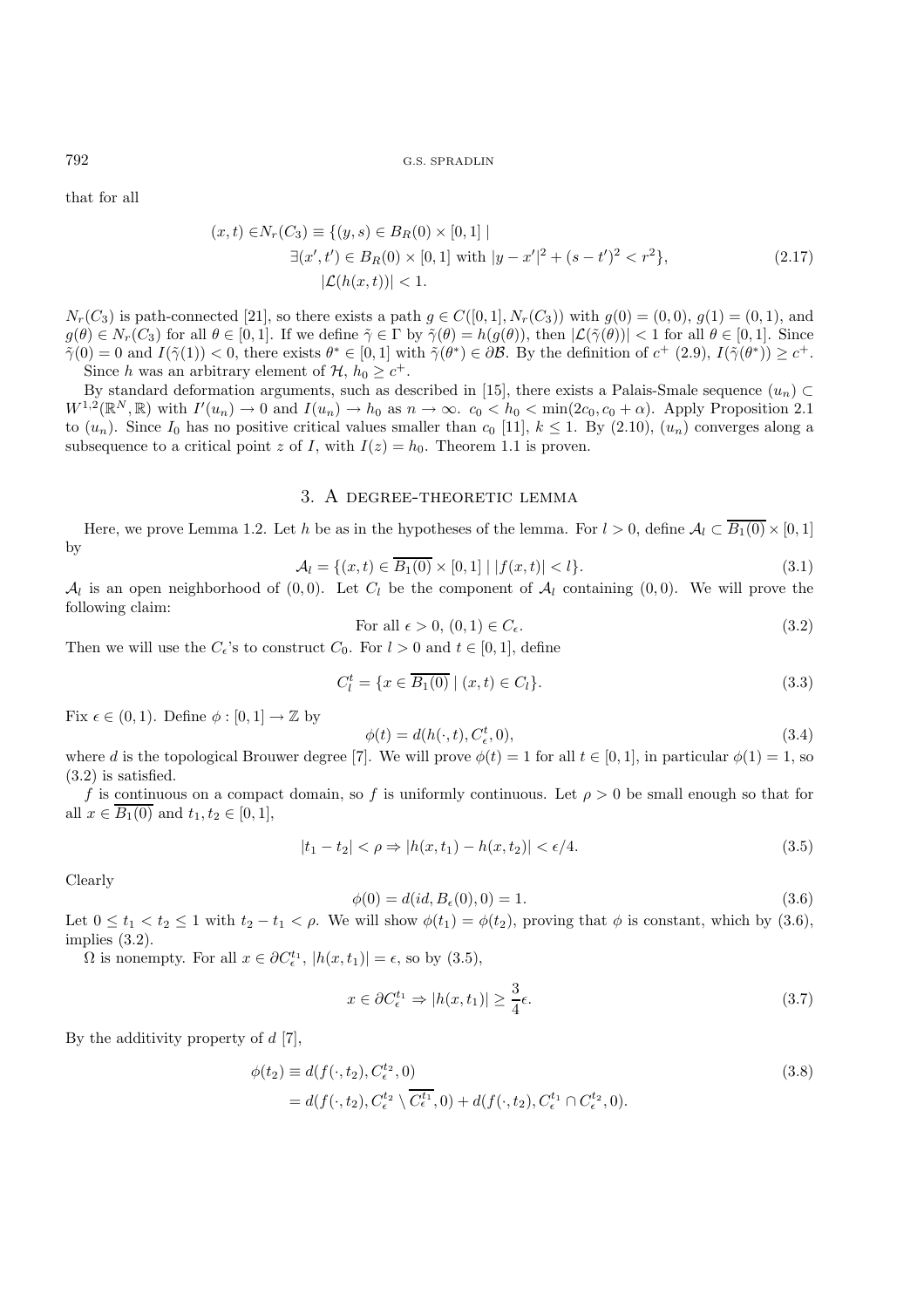that for all

$$
\begin{aligned}
(x,t) \in & N_r(C_3) \equiv \{(y,s) \in B_R(0) \times [0,1] \mid \\
& \exists (x',t') \in B_R(0) \times [0,1] \text{ with } |y-x'|^2 + (s-t')^2 < r^2\}, \\
& |\mathcal{L}(h(x,t))| < 1.
\end{aligned}
\tag{2.17}
$$

$N_r(C_3)$ is path-connected [21], so there exists a path $g \in C([0,1], N_r(C_3))$ with $g(0) = (0,0)$, $g(1) = (0,1)$, and $g(\theta) \in N_r(C_3)$ for all $\theta \in [0,1]$. If we define $\tilde{\gamma} \in \Gamma$ by $\tilde{\gamma}(\theta) = h(g(\theta))$, then $|\mathcal{L}(\tilde{\gamma}(\theta))| < 1$ for all $\theta \in [0,1]$. Since $\tilde{\gamma}(0) = 0$ and $I(\tilde{\gamma}(1)) < 0$, there exists $\theta^* \in [0,1]$ with $\tilde{\gamma}(\theta^*) \in \partial\mathcal{B}$. By the definition of $c^+$ (2.9), $I(\tilde{\gamma}(\theta^*)) \geq c^+$.

Since $h$ was an arbitrary element of $\mathcal{H}$, $h_0 \geq c^+$.

By standard deformation arguments, such as described in [15], there exists a Palais-Smale sequence $(u_n) \subset W^{1,2}(\mathbb{R}^N, \mathbb{R})$ with $I'(u_n) \to 0$ and $I(u_n) \to h_0$ as $n \to \infty$. $c_0 < h_0 < \min(2c_0, c_0 + \alpha)$. Apply Proposition 2.1 to $(u_n)$. Since $I_0$ has no positive critical values smaller than $c_0$ [11], $k \leq 1$. By (2.10), $(u_n)$ converges along a subsequence to a critical point $z$ of $I$, with $I(z) = h_0$. Theorem 1.1 is proven.

## 3. A degree-theoretic lemma

Here, we prove Lemma 1.2. Let $h$ be as in the hypotheses of the lemma. For $l > 0$, define $\mathcal{A}_l \subset \overline{B_1(0)} \times [0,1]$ by

$$
\mathcal{A}_l = \{(x,t) \in \overline{B_1(0)} \times [0,1] \mid |f(x,t)| < l\}. \tag{3.1}
$$

$\mathcal{A}_l$ is an open neighborhood of $(0,0)$. Let $C_l$ be the component of $\mathcal{A}_l$ containing $(0,0)$. We will prove the following claim:

$$
\text{For all } \epsilon > 0,\ (0,1) \in C_\epsilon. \tag{3.2}
$$

Then we will use the $C_\epsilon$'s to construct $C_0$. For $l > 0$ and $t \in [0,1]$, define

$$
C_l^t = \{x \in \overline{B_1(0)} \mid (x,t) \in C_l\}. \tag{3.3}
$$

Fix $\epsilon \in (0,1)$. Define $\phi : [0,1] \to \mathbb{Z}$ by

$$
\phi(t) = d(h(\cdot,t), C_\epsilon^t, 0), \tag{3.4}
$$

where $d$ is the topological Brouwer degree [7]. We will prove $\phi(t) = 1$ for all $t \in [0,1]$, in particular $\phi(1) = 1$, so (3.2) is satisfied.

$f$ is continuous on a compact domain, so $f$ is uniformly continuous. Let $\rho > 0$ be small enough so that for all $x \in \overline{B_1(0)}$ and $t_1, t_2 \in [0,1]$,

$$
|t_1 - t_2| < \rho \Rightarrow |h(x,t_1) - h(x,t_2)| < \epsilon/4. \tag{3.5}
$$

Clearly

$$
\phi(0) = d(id, B_\epsilon(0), 0) = 1. \tag{3.6}
$$

Let $0 \leq t_1 < t_2 \leq 1$ with $t_2 - t_1 < \rho$. We will show $\phi(t_1) = \phi(t_2)$, proving that $\phi$ is constant, which by (3.6), implies (3.2).

$\Omega$ is nonempty. For all $x \in \partial C_\epsilon^{t_1}$, $|h(x,t_1)| = \epsilon$, so by (3.5),

$$
x \in \partial C_\epsilon^{t_1} \Rightarrow |h(x,t_1)| \geq \frac{3}{4}\epsilon. \tag{3.7}
$$

By the additivity property of $d$ [7],

$$
\begin{aligned}
\phi(t_2) &\equiv d(f(\cdot,t_2), C_\epsilon^{t_2}, 0) \\
&= d(f(\cdot,t_2), C_\epsilon^{t_2} \setminus \overline{C_\epsilon^{t_1}}, 0) + d(f(\cdot,t_2), C_\epsilon^{t_1} \cap C_\epsilon^{t_2}, 0).
\end{aligned}
\tag{3.8}
$$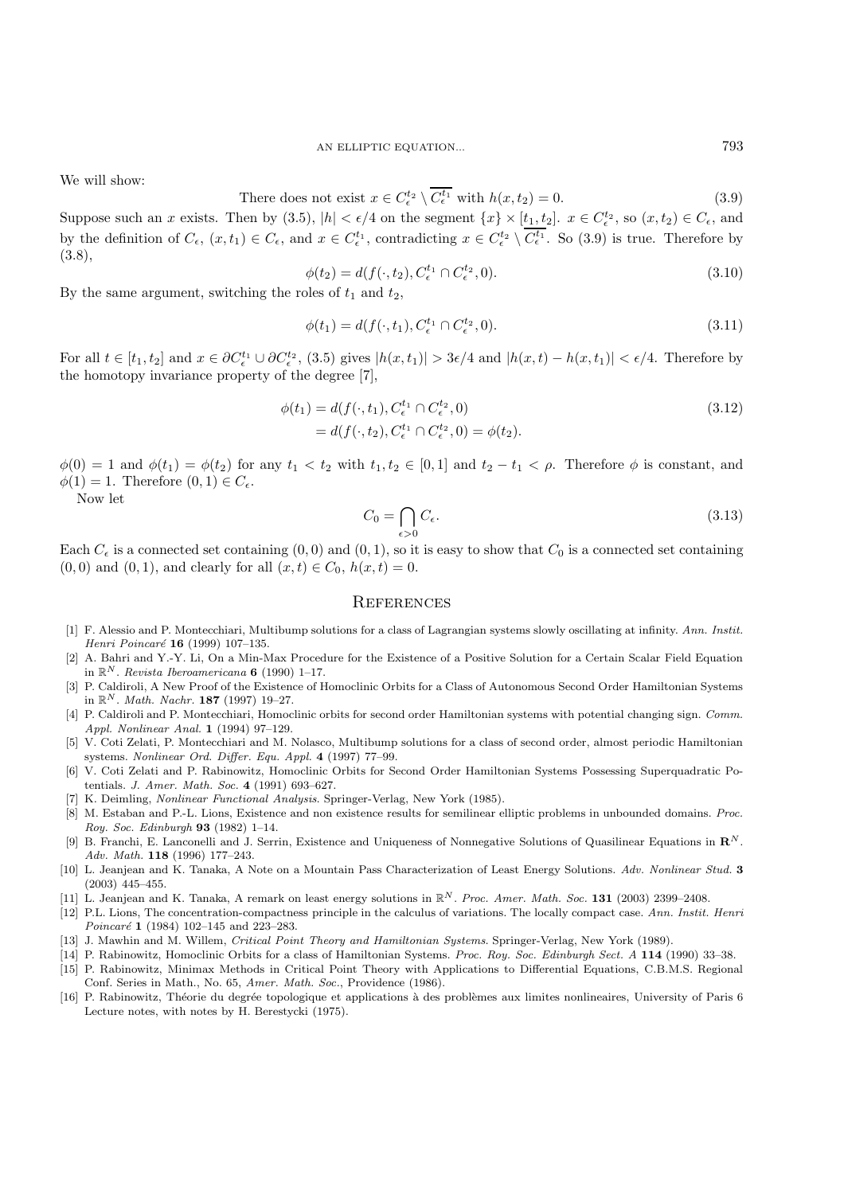We will show:

$$\text{There does not exist } x \in C_\epsilon^{t_2} \setminus \overline{C_\epsilon^{t_1}} \text{ with } h(x, t_2) = 0. \tag{3.9}$$

Suppose such an $x$ exists. Then by (3.5), $|h| < \epsilon/4$ on the segment $\{x\} \times [t_1, t_2]$. $x \in C_\epsilon^{t_2}$, so $(x, t_2) \in C_\epsilon$, and by the definition of $C_\epsilon$, $(x, t_1) \in C_\epsilon$, and $x \in C_\epsilon^{t_1}$, contradicting $x \in C_\epsilon^{t_2} \setminus \overline{C_\epsilon^{t_1}}$. So (3.9) is true. Therefore by (3.8),

$$\phi(t_2) = d(f(\cdot, t_2), C_\epsilon^{t_1} \cap C_\epsilon^{t_2}, 0). \tag{3.10}$$

By the same argument, switching the roles of $t_1$ and $t_2$,

$$\phi(t_1) = d(f(\cdot, t_1), C_\epsilon^{t_1} \cap C_\epsilon^{t_2}, 0). \tag{3.11}$$

For all $t \in [t_1, t_2]$ and $x \in \partial C_\epsilon^{t_1} \cup \partial C_\epsilon^{t_2}$, (3.5) gives $|h(x, t_1)| > 3\epsilon/4$ and $|h(x, t) - h(x, t_1)| < \epsilon/4$. Therefore by the homotopy invariance property of the degree [7],

$$\begin{aligned}
\phi(t_1) &= d(f(\cdot, t_1), C_\epsilon^{t_1} \cap C_\epsilon^{t_2}, 0) \\
&= d(f(\cdot, t_2), C_\epsilon^{t_1} \cap C_\epsilon^{t_2}, 0) = \phi(t_2).
\end{aligned} \tag{3.12}$$

$\phi(0) = 1$ and $\phi(t_1) = \phi(t_2)$ for any $t_1 < t_2$ with $t_1, t_2 \in [0, 1]$ and $t_2 - t_1 < \rho$. Therefore $\phi$ is constant, and $\phi(1) = 1$. Therefore $(0, 1) \in C_\epsilon$.

Now let

$$C_0 = \bigcap_{\epsilon > 0} C_\epsilon. \tag{3.13}$$

Each $C_\epsilon$ is a connected set containing $(0, 0)$ and $(0, 1)$, so it is easy to show that $C_0$ is a connected set containing $(0, 0)$ and $(0, 1)$, and clearly for all $(x, t) \in C_0$, $h(x, t) = 0$.

## References

[1] F. Alessio and P. Montecchiari, Multibump solutions for a class of Lagrangian systems slowly oscillating at infinity. *Ann. Instit. Henri Poincaré* **16** (1999) 107–135.

[2] A. Bahri and Y.-Y. Li, On a Min-Max Procedure for the Existence of a Positive Solution for a Certain Scalar Field Equation in $\mathbb{R}^N$. *Revista Iberoamericana* **6** (1990) 1–17.

[3] P. Caldiroli, A New Proof of the Existence of Homoclinic Orbits for a Class of Autonomous Second Order Hamiltonian Systems in $\mathbb{R}^N$. *Math. Nachr.* **187** (1997) 19–27.

[4] P. Caldiroli and P. Montecchiari, Homoclinic orbits for second order Hamiltonian systems with potential changing sign. *Comm. Appl. Nonlinear Anal.* **1** (1994) 97–129.

[5] V. Coti Zelati, P. Montecchiari and M. Nolasco, Multibump solutions for a class of second order, almost periodic Hamiltonian systems. *Nonlinear Ord. Differ. Equ. Appl.* **4** (1997) 77–99.

[6] V. Coti Zelati and P. Rabinowitz, Homoclinic Orbits for Second Order Hamiltonian Systems Possessing Superquadratic Potentials. *J. Amer. Math. Soc.* **4** (1991) 693–627.

[7] K. Deimling, *Nonlinear Functional Analysis*. Springer-Verlag, New York (1985).

[8] M. Estaban and P.-L. Lions, Existence and non existence results for semilinear elliptic problems in unbounded domains. *Proc. Roy. Soc. Edinburgh* **93** (1982) 1–14.

[9] B. Franchi, E. Lanconelli and J. Serrin, Existence and Uniqueness of Nonnegative Solutions of Quasilinear Equations in $\mathbf{R}^N$. *Adv. Math.* **118** (1996) 177–243.

[10] L. Jeanjean and K. Tanaka, A Note on a Mountain Pass Characterization of Least Energy Solutions. *Adv. Nonlinear Stud.* **3** (2003) 445–455.

[11] L. Jeanjean and K. Tanaka, A remark on least energy solutions in $\mathbb{R}^N$. *Proc. Amer. Math. Soc.* **131** (2003) 2399–2408.

[12] P.L. Lions, The concentration-compactness principle in the calculus of variations. The locally compact case. *Ann. Instit. Henri Poincaré* **1** (1984) 102–145 and 223–283.

[13] J. Mawhin and M. Willem, *Critical Point Theory and Hamiltonian Systems*. Springer-Verlag, New York (1989).

[14] P. Rabinowitz, Homoclinic Orbits for a class of Hamiltonian Systems. *Proc. Roy. Soc. Edinburgh Sect. A* **114** (1990) 33–38.

[15] P. Rabinowitz, Minimax Methods in Critical Point Theory with Applications to Differential Equations, C.B.M.S. Regional Conf. Series in Math., No. 65, *Amer. Math. Soc.*, Providence (1986).

[16] P. Rabinowitz, Théorie du degrée topologique et applications à des problèmes aux limites nonlineaires, University of Paris 6 Lecture notes, with notes by H. Berestycki (1975).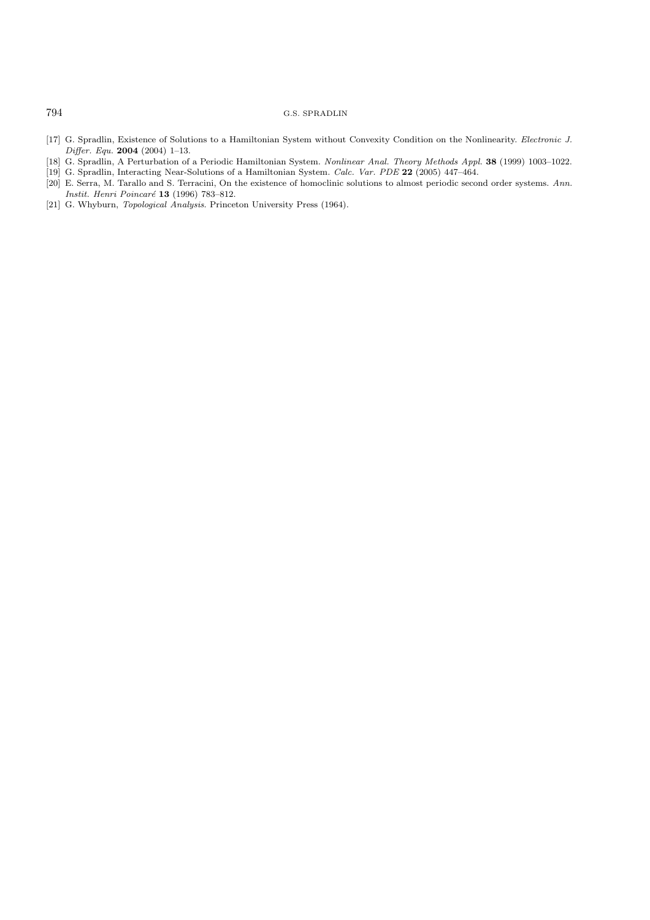[17] G. Spradlin, Existence of Solutions to a Hamiltonian System without Convexity Condition on the Nonlinearity. *Electronic J. Differ. Equ.* **2004** (2004) 1–13.

[18] G. Spradlin, A Perturbation of a Periodic Hamiltonian System. *Nonlinear Anal. Theory Methods Appl.* **38** (1999) 1003–1022.

[19] G. Spradlin, Interacting Near-Solutions of a Hamiltonian System. *Calc. Var. PDE* **22** (2005) 447–464.

[20] E. Serra, M. Tarallo and S. Terracini, On the existence of homoclinic solutions to almost periodic second order systems. *Ann. Instit. Henri Poincaré* **13** (1996) 783–812.

[21] G. Whyburn, *Topological Analysis.* Princeton University Press (1964).